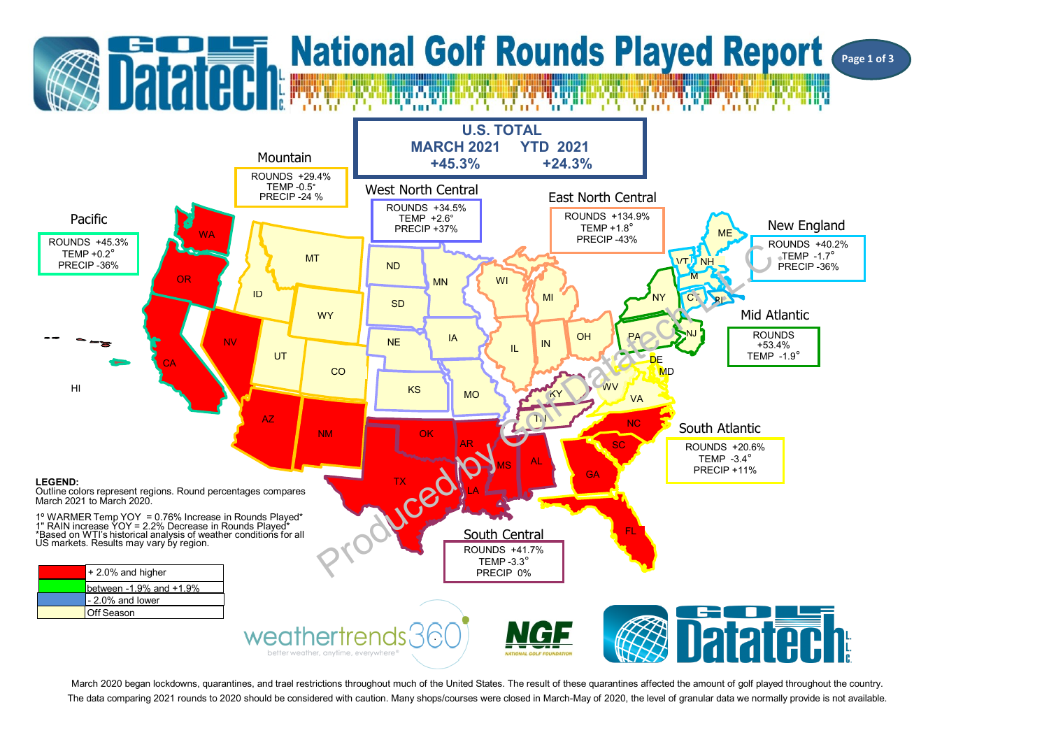# Golf Datatech L.L.C. National Golf Rounds Played Report

## U.S. TOTAL

| MARCH 2021 | YTD 2021 |
|---|---|
| +45.3% | +24.3% |

### Mountain
ROUNDS +29.4%
TEMP -0.5°
PRECIP -24 %

### West North Central
ROUNDS +34.5%
TEMP +2.6°
PRECIP +37%

### East North Central
ROUNDS +134.9%
TEMP +1.8°
PRECIP -43%

### Pacific
ROUNDS +45.3%
TEMP +0.2°
PRECIP -36%

### New England
ROUNDS +40.2%
TEMP -1.7°
PRECIP -36%

### Mid Atlantic
ROUNDS +53.4%
TEMP -1.9°

### South Atlantic
ROUNDS +20.6%
TEMP -3.4°
PRECIP +11%

### South Central
ROUNDS +41.7%
TEMP -3.3°
PRECIP 0%

WA, OR, CA, NV, HI, ID, MT, WY, UT, CO, AZ, NM, ND, SD, NE, KS, MN, IA, MO, WI, MI, IL, IN, OH, KY, TN, OK, TX, AR, LA, MS, AL, GA, SC, NC, FL, VA, WV, PA, NY, NJ, DE, MD, VT, NH, ME, MA, CT, RI

**LEGEND:**
Outline colors represent regions. Round percentages compares March 2021 to March 2020.

1° WARMER Temp YOY = 0.76% Increase in Rounds Played*
1" RAIN increase YOY = 2.2% Decrease in Rounds Played*
*Based on WTI's historical analysis of weather conditions for all US markets. Results may vary by region.

| Color | Meaning |
|---|---|
| Red | + 2.0% and higher |
| Green | between -1.9% and +1.9% |
| Blue | - 2.0% and lower |
| Light yellow | Off Season |

Produced by Golf Datatech L.L.C.

weathertrends360 — better weather, anytime, everywhere®
NGF — NATIONAL GOLF FOUNDATION
Golf Datatech L.L.C.

March 2020 began lockdowns, quarantines, and trael restrictions throughout much of the United States. The result of these quarantines affected the amount of golf played throughout the country.
The data comparing 2021 rounds to 2020 should be considered with caution. Many shops/courses were closed in March-May of 2020, the level of granular data we normally provide is not available.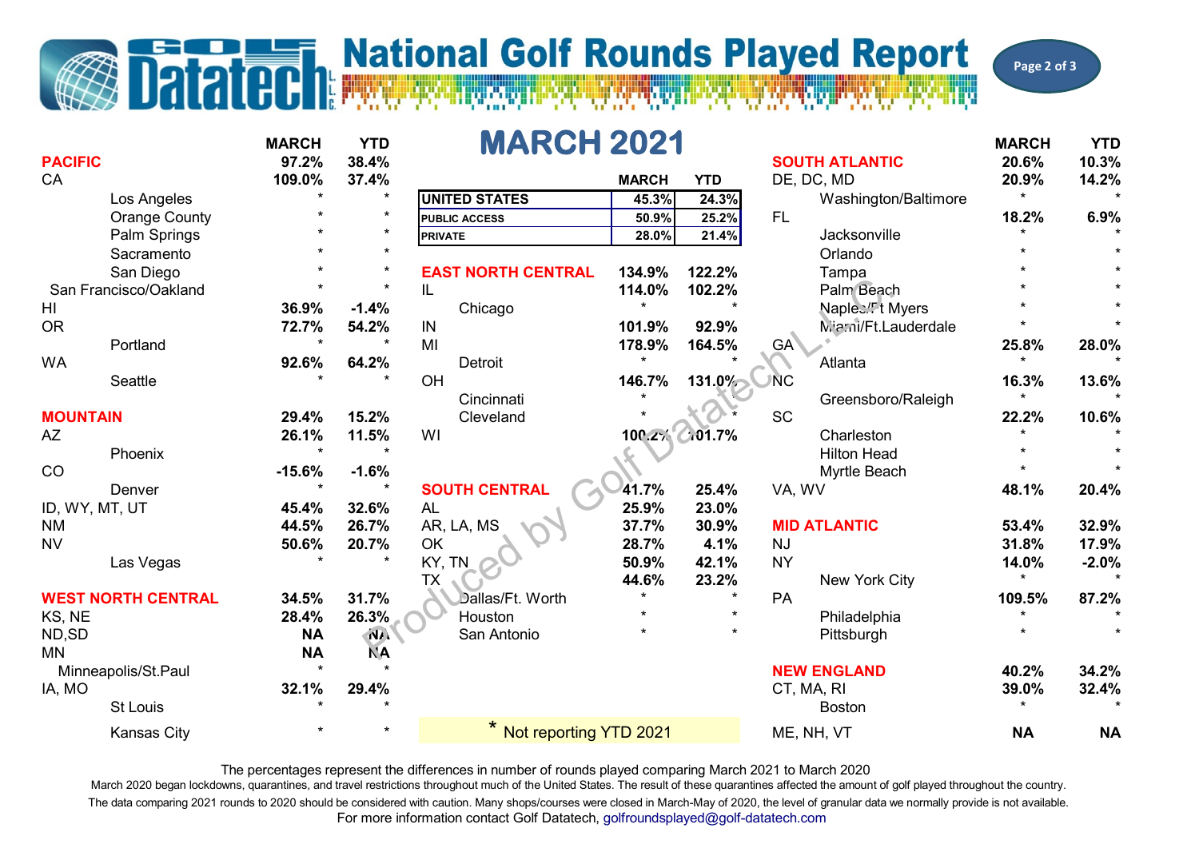# National Golf Rounds Played Report

## MARCH 2021

| | MARCH | YTD |
|---|---|---|
| **UNITED STATES** | 45.3% | 24.3% |
| **PUBLIC ACCESS** | 50.9% | 25.2% |
| **PRIVATE** | 28.0% | 21.4% |

| | MARCH | YTD |
|---|---|---|
| **PACIFIC** | 97.2% | 38.4% |
| CA | 109.0% | 37.4% |
| Los Angeles | * | * |
| Orange County | * | * |
| Palm Springs | * | * |
| Sacramento | * | * |
| San Diego | * | * |
| San Francisco/Oakland | * | * |
| HI | 36.9% | -1.4% |
| OR | 72.7% | 54.2% |
| Portland | * | * |
| WA | 92.6% | 64.2% |
| Seattle | * | * |
| **MOUNTAIN** | 29.4% | 15.2% |
| AZ | 26.1% | 11.5% |
| Phoenix | * | * |
| CO | -15.6% | -1.6% |
| Denver | * | * |
| ID, WY, MT, UT | 45.4% | 32.6% |
| NM | 44.5% | 26.7% |
| NV | 50.6% | 20.7% |
| Las Vegas | * | * |
| **WEST NORTH CENTRAL** | 34.5% | 31.7% |
| KS, NE | 28.4% | 26.3% |
| ND,SD | NA | NA |
| MN | NA | NA |
| Minneapolis/St.Paul | * | * |
| IA, MO | 32.1% | 29.4% |
| St Louis | * | * |
| Kansas City | * | * |

| | MARCH | YTD |
|---|---|---|
| **EAST NORTH CENTRAL** | 134.9% | 122.2% |
| IL | 114.0% | 102.2% |
| Chicago | * | * |
| IN | 101.9% | 92.9% |
| MI | 178.9% | 164.5% |
| Detroit | * | * |
| OH | 146.7% | 131.0% |
| Cincinnati | * | * |
| Cleveland | * | * |
| WI | 100.2% | 101.7% |
| **SOUTH CENTRAL** | 41.7% | 25.4% |
| AL | 25.9% | 23.0% |
| AR, LA, MS | 37.7% | 30.9% |
| OK | 28.7% | 4.1% |
| KY, TN | 50.9% | 42.1% |
| TX | 44.6% | 23.2% |
| Dallas/Ft. Worth | * | * |
| Houston | * | * |
| San Antonio | * | * |

| | MARCH | YTD |
|---|---|---|
| **SOUTH ATLANTIC** | 20.6% | 10.3% |
| DE, DC, MD | 20.9% | 14.2% |
| Washington/Baltimore | * | * |
| FL | 18.2% | 6.9% |
| Jacksonville | * | * |
| Orlando | * | * |
| Tampa | * | * |
| Palm Beach | * | * |
| Naples/Ft Myers | * | * |
| Miami/Ft.Lauderdale | * | * |
| GA | 25.8% | 28.0% |
| Atlanta | * | * |
| NC | 16.3% | 13.6% |
| Greensboro/Raleigh | * | * |
| SC | 22.2% | 10.6% |
| Charleston | * | * |
| Hilton Head | * | * |
| Myrtle Beach | * | * |
| VA, WV | 48.1% | 20.4% |
| **MID ATLANTIC** | 53.4% | 32.9% |
| NJ | 31.8% | 17.9% |
| NY | 14.0% | -2.0% |
| New York City | * | * |
| PA | 109.5% | 87.2% |
| Philadelphia | * | * |
| Pittsburgh | * | * |
| **NEW ENGLAND** | 40.2% | 34.2% |
| CT, MA, RI | 39.0% | 32.4% |
| Boston | * | * |
| ME, NH, VT | NA | NA |

* Not reporting YTD 2021

The percentages represent the differences in number of rounds played comparing March 2021 to March 2020

March 2020 began lockdowns, quarantines, and travel restrictions throughout much of the United States. The result of these quarantines affected the amount of golf played throughout the country.

The data comparing 2021 rounds to 2020 should be considered with caution. Many shops/courses were closed in March-May of 2020, the level of granular data we normally provide is not available.

For more information contact Golf Datatech, golfroundsplayed@golf-datatech.com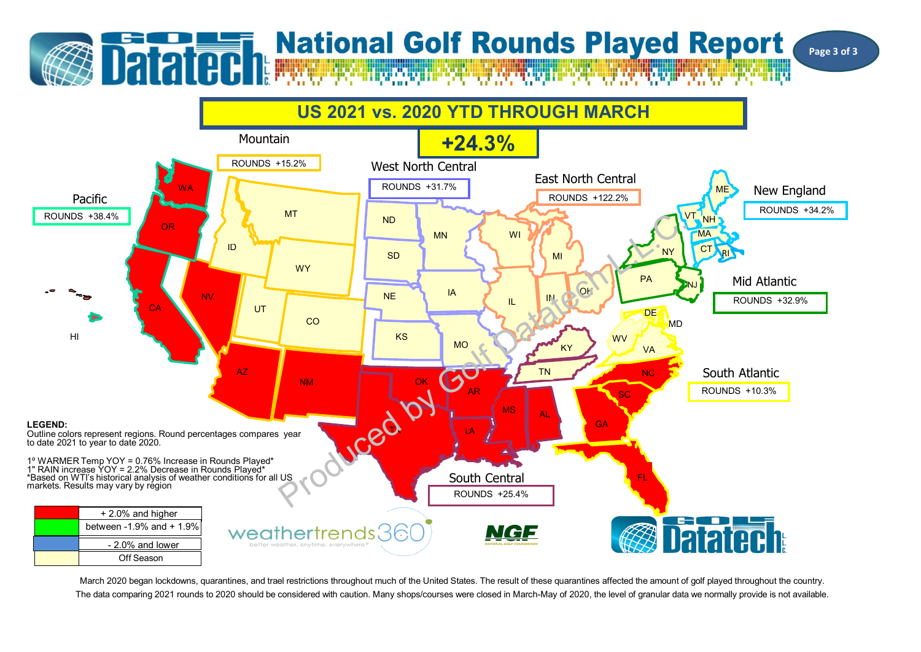# National Golf Rounds Played Report

## US 2021 vs. 2020 YTD THROUGH MARCH

**+24.3%**

Pacific
ROUNDS +38.4%

Mountain
ROUNDS +15.2%

West North Central
ROUNDS +31.7%

East North Central
ROUNDS +122.2%

New England
ROUNDS +34.2%

Mid Atlantic
ROUNDS +32.9%

South Atlantic
ROUNDS +10.3%

South Central
ROUNDS +25.4%

WA, OR, CA, NV, ID, MT, WY, UT, CO, AZ, NM, HI, ND, SD, NE, KS, MN, IA, MO, OK, TX, AR, LA, WI, MI, IL, IN, OH, KY, TN, MS, AL, GA, FL, SC, NC, VA, WV, DE, MD, PA, NY, NJ, ME, VT, NH, MA, CT, RI

**LEGEND:**
Outline colors represent regions. Round percentages compares year to date 2021 to year to date 2020.

1° WARMER Temp YOY = 0.76% Increase in Rounds Played*
1" RAIN increase YOY = 2.2% Decrease in Rounds Played*
*Based on WTI's historical analysis of weather conditions for all US markets. Results may vary by region

| | |
|---|---|
| | + 2.0% and higher |
| | between -1.9% and + 1.9% |
| | - 2.0% and lower |
| | Off Season |

weathertrends360 — better weather, anytime, everywhere®

NGF — NATIONAL GOLF FOUNDATION

Golf Datatech L.L.C.

Produced by Golf Datatech L.L.C.

March 2020 began lockdowns, quarantines, and trael restrictions throughout much of the United States. The result of these quarantines affected the amount of golf played throughout the country. The data comparing 2021 rounds to 2020 should be considered with caution. Many shops/courses were closed in March-May of 2020, the level of granular data we normally provide is not available.